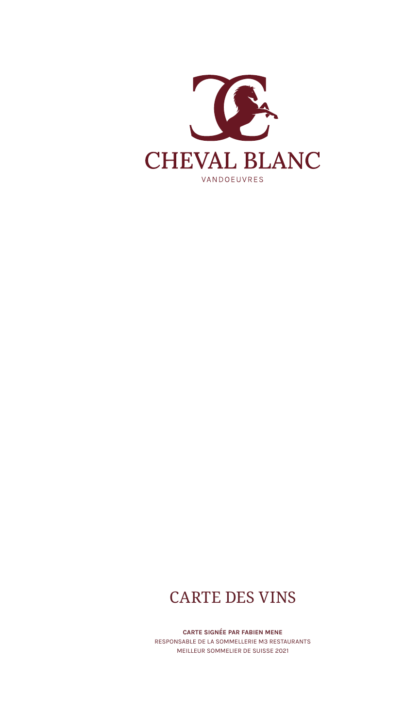# CHEVAL BLANC

VANDOEUVRES

# CARTE DES VINS

**CARTE SIGNÉE PAR FABIEN MENE**

RESPONSABLE DE LA SOMMELLERIE M3 RESTAURANTS

MEILLEUR SOMMELIER DE SUISSE 2021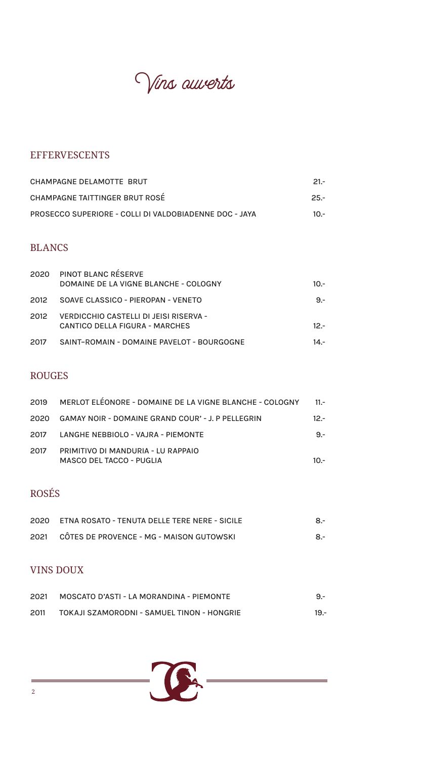# Vins ouverts

## EFFERVESCENTS

| | | |
|---|---|---|
| | CHAMPAGNE DELAMOTTE BRUT | 21.- |
| | CHAMPAGNE TAITTINGER BRUT ROSÉ | 25.- |
| | PROSECCO SUPERIORE - COLLI DI VALDOBIADENNE DOC - JAYA | 10.- |

## BLANCS

| | | |
|---|---|---|
| 2020 | PINOT BLANC RÉSERVE<br>DOMAINE DE LA VIGNE BLANCHE - COLOGNY | 10.- |
| 2012 | SOAVE CLASSICO - PIEROPAN - VENETO | 9.- |
| 2012 | VERDICCHIO CASTELLI DI JEISI RISERVA -<br>CANTICO DELLA FIGURA - MARCHES | 12.- |
| 2017 | SAINT–ROMAIN - DOMAINE PAVELOT - BOURGOGNE | 14.- |

## ROUGES

| | | |
|---|---|---|
| 2019 | MERLOT ELÉONORE - DOMAINE DE LA VIGNE BLANCHE - COLOGNY | 11.- |
| 2020 | GAMAY NOIR - DOMAINE GRAND COUR' - J. P PELLEGRIN | 12.- |
| 2017 | LANGHE NEBBIOLO - VAJRA - PIEMONTE | 9.- |
| 2017 | PRIMITIVO DI MANDURIA - LU RAPPAIO<br>MASCO DEL TACCO - PUGLIA | 10.- |

## ROSÉS

| | | |
|---|---|---|
| 2020 | ETNA ROSATO - TENUTA DELLE TERE NERE - SICILE | 8.- |
| 2021 | CÔTES DE PROVENCE - MG - MAISON GUTOWSKI | 8.- |

## VINS DOUX

| | | |
|---|---|---|
| 2021 | MOSCATO D'ASTI - LA MORANDINA - PIEMONTE | 9.- |
| 2011 | TOKAJI SZAMORODNI - SAMUEL TINON - HONGRIE | 19.- |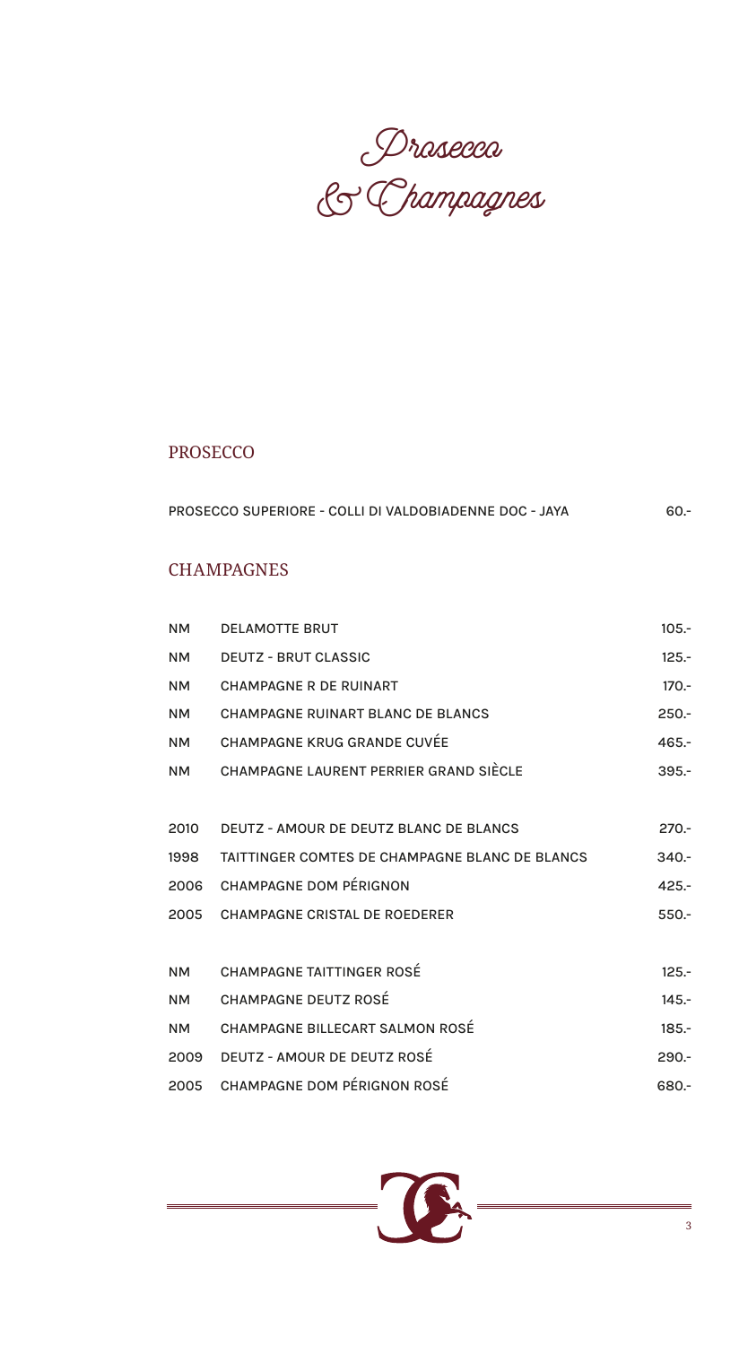# Prosecco & Champagnes

## PROSECCO

| | | |
|---|---|---|
| | PROSECCO SUPERIORE - COLLI DI VALDOBIADENNE DOC - JAYA | 60.- |

## CHAMPAGNES

| | | |
|---|---|---|
| NM | DELAMOTTE BRUT | 105.- |
| NM | DEUTZ - BRUT CLASSIC | 125.- |
| NM | CHAMPAGNE R DE RUINART | 170.- |
| NM | CHAMPAGNE RUINART BLANC DE BLANCS | 250.- |
| NM | CHAMPAGNE KRUG GRANDE CUVÉE | 465.- |
| NM | CHAMPAGNE LAURENT PERRIER GRAND SIÈCLE | 395.- |
| 2010 | DEUTZ - AMOUR DE DEUTZ BLANC DE BLANCS | 270.- |
| 1998 | TAITTINGER COMTES DE CHAMPAGNE BLANC DE BLANCS | 340.- |
| 2006 | CHAMPAGNE DOM PÉRIGNON | 425.- |
| 2005 | CHAMPAGNE CRISTAL DE ROEDERER | 550.- |
| NM | CHAMPAGNE TAITTINGER ROSÉ | 125.- |
| NM | CHAMPAGNE DEUTZ ROSÉ | 145.- |
| NM | CHAMPAGNE BILLECART SALMON ROSÉ | 185.- |
| 2009 | DEUTZ - AMOUR DE DEUTZ ROSÉ | 290.- |
| 2005 | CHAMPAGNE DOM PÉRIGNON ROSÉ | 680.- |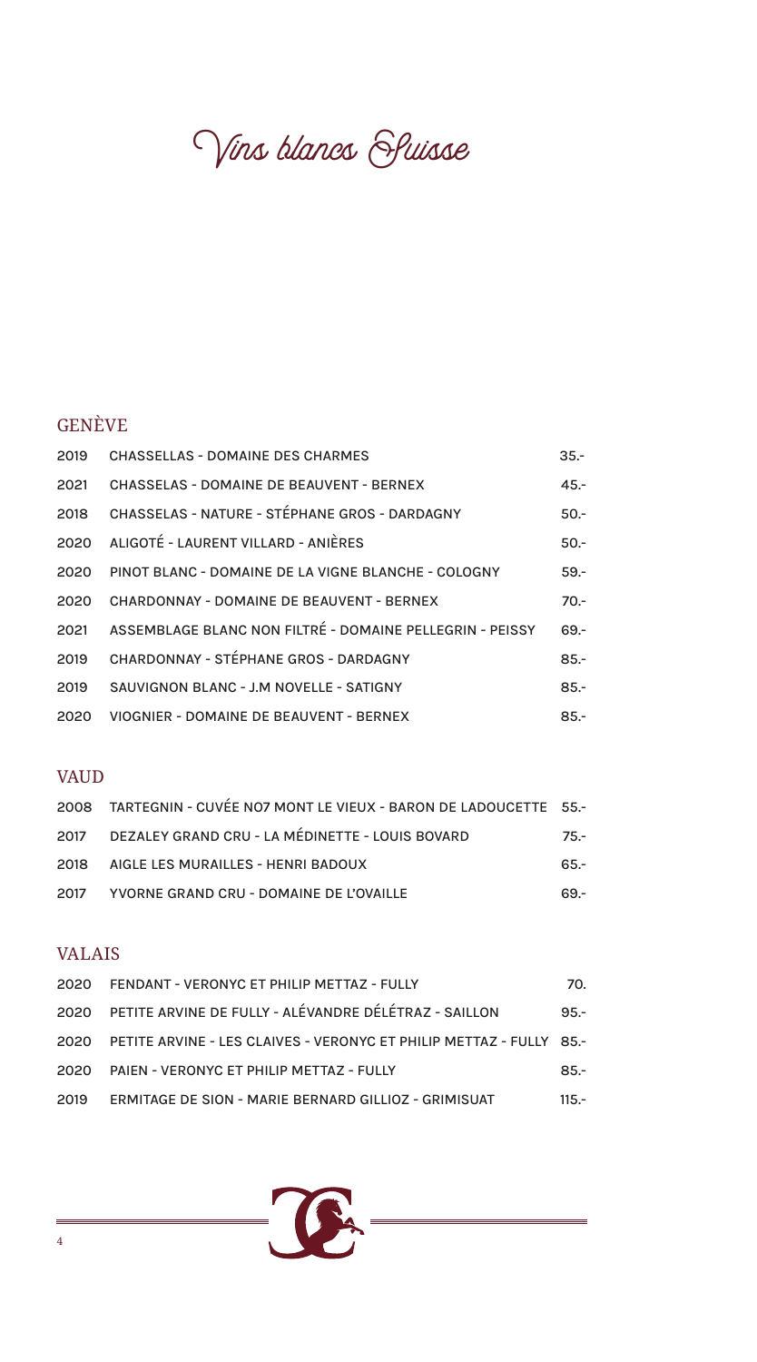# Vins blancs Suisse

## GENÈVE

| | | |
|---|---|---|
| 2019 | CHASSELLAS - DOMAINE DES CHARMES | 35.- |
| 2021 | CHASSELAS - DOMAINE DE BEAUVENT - BERNEX | 45.- |
| 2018 | CHASSELAS - NATURE - STÉPHANE GROS - DARDAGNY | 50.- |
| 2020 | ALIGOTÉ - LAURENT VILLARD - ANIÈRES | 50.- |
| 2020 | PINOT BLANC - DOMAINE DE LA VIGNE BLANCHE - COLOGNY | 59.- |
| 2020 | CHARDONNAY - DOMAINE DE BEAUVENT - BERNEX | 70.- |
| 2021 | ASSEMBLAGE BLANC NON FILTRÉ - DOMAINE PELLEGRIN - PEISSY | 69.- |
| 2019 | CHARDONNAY - STÉPHANE GROS - DARDAGNY | 85.- |
| 2019 | SAUVIGNON BLANC - J.M NOVELLE - SATIGNY | 85.- |
| 2020 | VIOGNIER - DOMAINE DE BEAUVENT - BERNEX | 85.- |

## VAUD

| | | |
|---|---|---|
| 2008 | TARTEGNIN - CUVÉE NO7 MONT LE VIEUX - BARON DE LADOUCETTE | 55.- |
| 2017 | DEZALEY GRAND CRU - LA MÉDINETTE - LOUIS BOVARD | 75.- |
| 2018 | AIGLE LES MURAILLES - HENRI BADOUX | 65.- |
| 2017 | YVORNE GRAND CRU - DOMAINE DE L'OVAILLE | 69.- |

## VALAIS

| | | |
|---|---|---|
| 2020 | FENDANT - VERONYC ET PHILIP METTAZ - FULLY | 70. |
| 2020 | PETITE ARVINE DE FULLY - ALÉVANDRE DÉLÉTRAZ - SAILLON | 95.- |
| 2020 | PETITE ARVINE - LES CLAIVES - VERONYC ET PHILIP METTAZ - FULLY | 85.- |
| 2020 | PAIEN - VERONYC ET PHILIP METTAZ - FULLY | 85.- |
| 2019 | ERMITAGE DE SION - MARIE BERNARD GILLIOZ - GRIMISUAT | 115.- |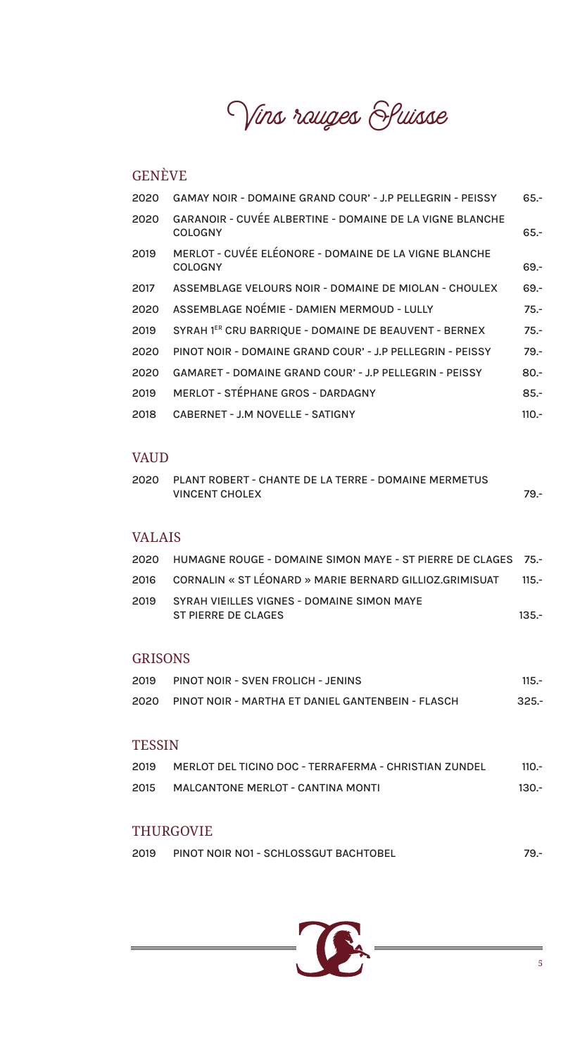# Vins rouges Suisse

## GENÈVE

| | | |
|---|---|---|
| 2020 | GAMAY NOIR - DOMAINE GRAND COUR' - J.P PELLEGRIN - PEISSY | 65.- |
| 2020 | GARANOIR - CUVÉE ALBERTINE - DOMAINE DE LA VIGNE BLANCHE COLOGNY | 65.- |
| 2019 | MERLOT - CUVÉE ELÉONORE - DOMAINE DE LA VIGNE BLANCHE COLOGNY | 69.- |
| 2017 | ASSEMBLAGE VELOURS NOIR - DOMAINE DE MIOLAN - CHOULEX | 69.- |
| 2020 | ASSEMBLAGE NOÉMIE - DAMIEN MERMOUD - LULLY | 75.- |
| 2019 | SYRAH 1ER CRU BARRIQUE - DOMAINE DE BEAUVENT - BERNEX | 75.- |
| 2020 | PINOT NOIR - DOMAINE GRAND COUR' - J.P PELLEGRIN - PEISSY | 79.- |
| 2020 | GAMARET - DOMAINE GRAND COUR' - J.P PELLEGRIN - PEISSY | 80.- |
| 2019 | MERLOT - STÉPHANE GROS - DARDAGNY | 85.- |
| 2018 | CABERNET - J.M NOVELLE - SATIGNY | 110.- |

## VAUD

| | | |
|---|---|---|
| 2020 | PLANT ROBERT - CHANTE DE LA TERRE - DOMAINE MERMETUS VINCENT CHOLEX | 79.- |

## VALAIS

| | | |
|---|---|---|
| 2020 | HUMAGNE ROUGE - DOMAINE SIMON MAYE - ST PIERRE DE CLAGES | 75.- |
| 2016 | CORNALIN « ST LÉONARD » MARIE BERNARD GILLIOZ.GRIMISUAT | 115.- |
| 2019 | SYRAH VIEILLES VIGNES - DOMAINE SIMON MAYE ST PIERRE DE CLAGES | 135.- |

## GRISONS

| | | |
|---|---|---|
| 2019 | PINOT NOIR - SVEN FROLICH - JENINS | 115.- |
| 2020 | PINOT NOIR - MARTHA ET DANIEL GANTENBEIN - FLASCH | 325.- |

## TESSIN

| | | |
|---|---|---|
| 2019 | MERLOT DEL TICINO DOC - TERRAFERMA - CHRISTIAN ZUNDEL | 110.- |
| 2015 | MALCANTONE MERLOT - CANTINA MONTI | 130.- |

## THURGOVIE

| | | |
|---|---|---|
| 2019 | PINOT NOIR NO1 - SCHLOSSGUT BACHTOBEL | 79.- |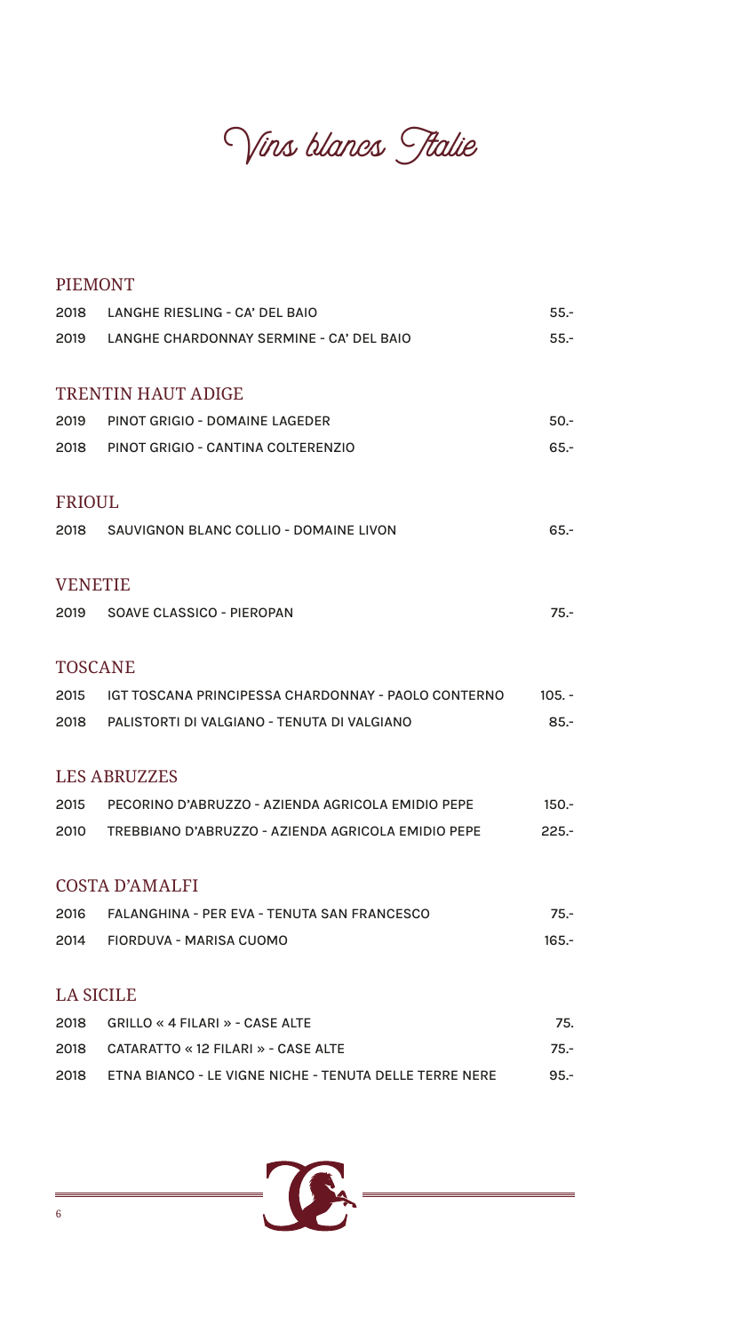# Vins blancs Italie

## PIEMONT

| | | |
|---|---|---|
| 2018 | LANGHE RIESLING - CA' DEL BAIO | 55.- |
| 2019 | LANGHE CHARDONNAY SERMINE - CA' DEL BAIO | 55.- |

## TRENTIN HAUT ADIGE

| | | |
|---|---|---|
| 2019 | PINOT GRIGIO - DOMAINE LAGEDER | 50.- |
| 2018 | PINOT GRIGIO - CANTINA COLTERENZIO | 65.- |

## FRIOUL

| | | |
|---|---|---|
| 2018 | SAUVIGNON BLANC COLLIO - DOMAINE LIVON | 65.- |

## VENETIE

| | | |
|---|---|---|
| 2019 | SOAVE CLASSICO - PIEROPAN | 75.- |

## TOSCANE

| | | |
|---|---|---|
| 2015 | IGT TOSCANA PRINCIPESSA CHARDONNAY - PAOLO CONTERNO | 105. - |
| 2018 | PALISTORTI DI VALGIANO - TENUTA DI VALGIANO | 85.- |

## LES ABRUZZES

| | | |
|---|---|---|
| 2015 | PECORINO D'ABRUZZO - AZIENDA AGRICOLA EMIDIO PEPE | 150.- |
| 2010 | TREBBIANO D'ABRUZZO - AZIENDA AGRICOLA EMIDIO PEPE | 225.- |

## COSTA D'AMALFI

| | | |
|---|---|---|
| 2016 | FALANGHINA - PER EVA - TENUTA SAN FRANCESCO | 75.- |
| 2014 | FIORDUVA - MARISA CUOMO | 165.- |

## LA SICILE

| | | |
|---|---|---|
| 2018 | GRILLO « 4 FILARI » - CASE ALTE | 75. |
| 2018 | CATARATTO « 12 FILARI » - CASE ALTE | 75.- |
| 2018 | ETNA BIANCO - LE VIGNE NICHE - TENUTA DELLE TERRE NERE | 95.- |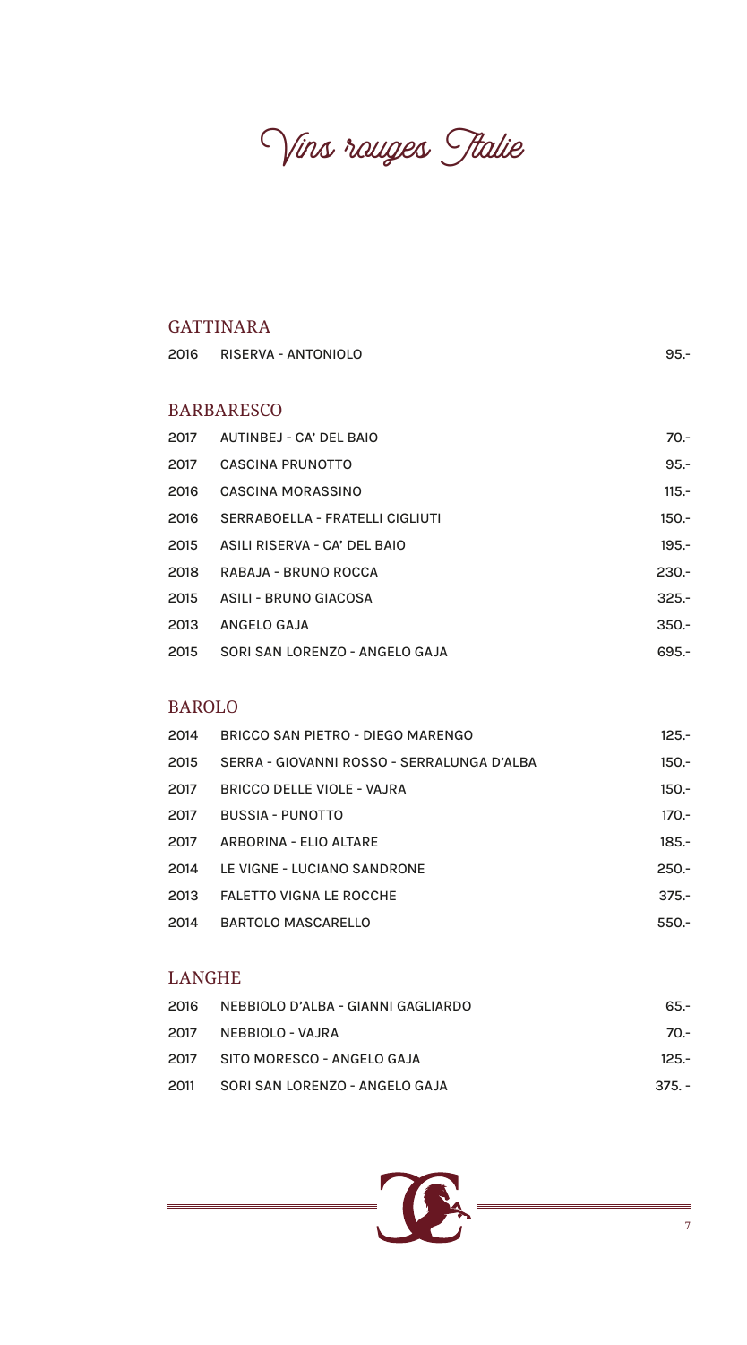# Vins rouges Italie

## GATTINARA

| | | |
|---|---|---|
| 2016 | RISERVA - ANTONIOLO | 95.- |

## BARBARESCO

| | | |
|---|---|---|
| 2017 | AUTINBEJ - CA' DEL BAIO | 70.- |
| 2017 | CASCINA PRUNOTTO | 95.- |
| 2016 | CASCINA MORASSINO | 115.- |
| 2016 | SERRABOELLA - FRATELLI CIGLIUTI | 150.- |
| 2015 | ASILI RISERVA - CA' DEL BAIO | 195.- |
| 2018 | RABAJA - BRUNO ROCCA | 230.- |
| 2015 | ASILI - BRUNO GIACOSA | 325.- |
| 2013 | ANGELO GAJA | 350.- |
| 2015 | SORI SAN LORENZO - ANGELO GAJA | 695.- |

## BAROLO

| | | |
|---|---|---|
| 2014 | BRICCO SAN PIETRO - DIEGO MARENGO | 125.- |
| 2015 | SERRA - GIOVANNI ROSSO - SERRALUNGA D'ALBA | 150.- |
| 2017 | BRICCO DELLE VIOLE - VAJRA | 150.- |
| 2017 | BUSSIA - PUNOTTO | 170.- |
| 2017 | ARBORINA - ELIO ALTARE | 185.- |
| 2014 | LE VIGNE - LUCIANO SANDRONE | 250.- |
| 2013 | FALETTO VIGNA LE ROCCHE | 375.- |
| 2014 | BARTOLO MASCARELLO | 550.- |

## LANGHE

| | | |
|---|---|---|
| 2016 | NEBBIOLO D'ALBA - GIANNI GAGLIARDO | 65.- |
| 2017 | NEBBIOLO - VAJRA | 70.- |
| 2017 | SITO MORESCO - ANGELO GAJA | 125.- |
| 2011 | SORI SAN LORENZO - ANGELO GAJA | 375. - |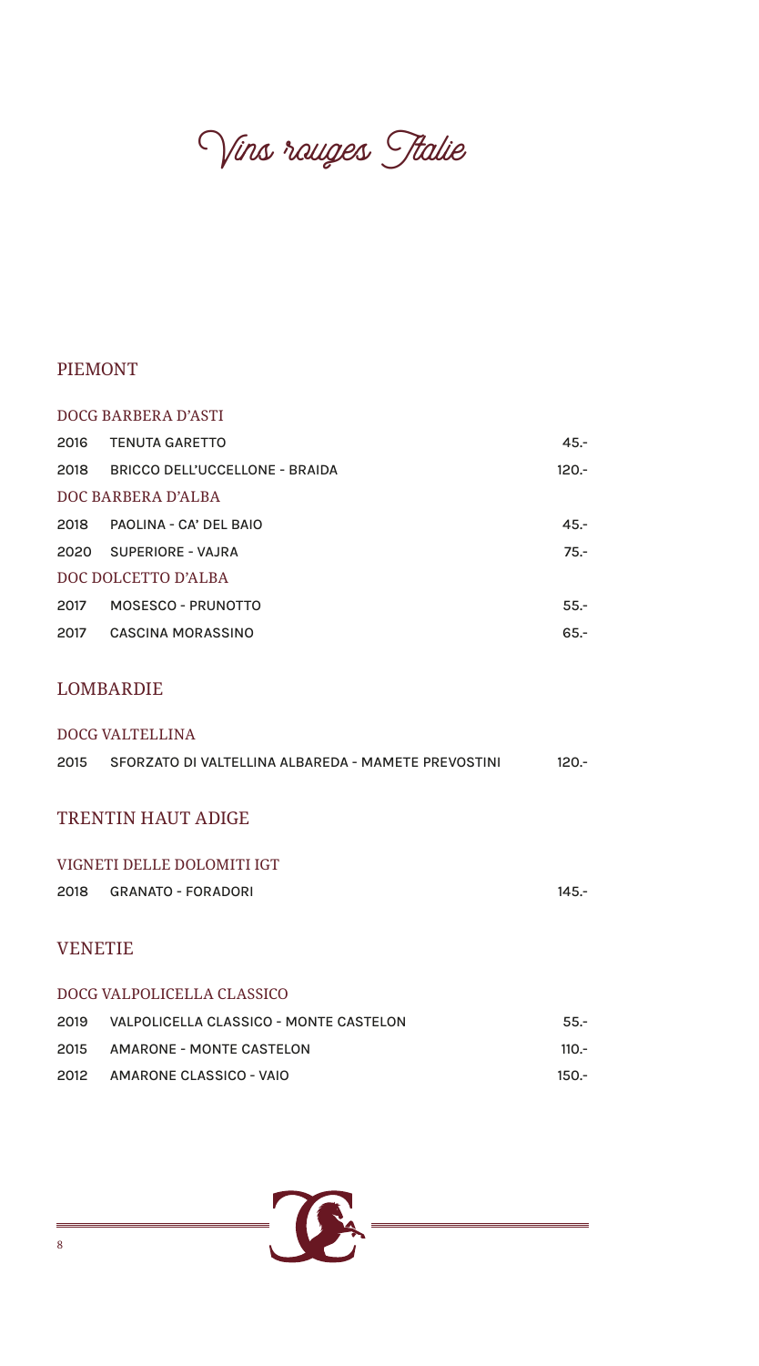# Vins rouges Italie

## PIEMONT

### DOCG BARBERA D'ASTI

| | | |
|---|---|---|
| 2016 | TENUTA GARETTO | 45.- |
| 2018 | BRICCO DELL'UCCELLONE - BRAIDA | 120.- |

### DOC BARBERA D'ALBA

| | | |
|---|---|---|
| 2018 | PAOLINA - CA' DEL BAIO | 45.- |
| 2020 | SUPERIORE - VAJRA | 75.- |

### DOC DOLCETTO D'ALBA

| | | |
|---|---|---|
| 2017 | MOSESCO - PRUNOTTO | 55.- |
| 2017 | CASCINA MORASSINO | 65.- |

## LOMBARDIE

### DOCG VALTELLINA

| | | |
|---|---|---|
| 2015 | SFORZATO DI VALTELLINA ALBAREDA - MAMETE PREVOSTINI | 120.- |

## TRENTIN HAUT ADIGE

### VIGNETI DELLE DOLOMITI IGT

| | | |
|---|---|---|
| 2018 | GRANATO - FORADORI | 145.- |

## VENETIE

### DOCG VALPOLICELLA CLASSICO

| | | |
|---|---|---|
| 2019 | VALPOLICELLA CLASSICO - MONTE CASTELON | 55.- |
| 2015 | AMARONE - MONTE CASTELON | 110.- |
| 2012 | AMARONE CLASSICO - VAIO | 150.- |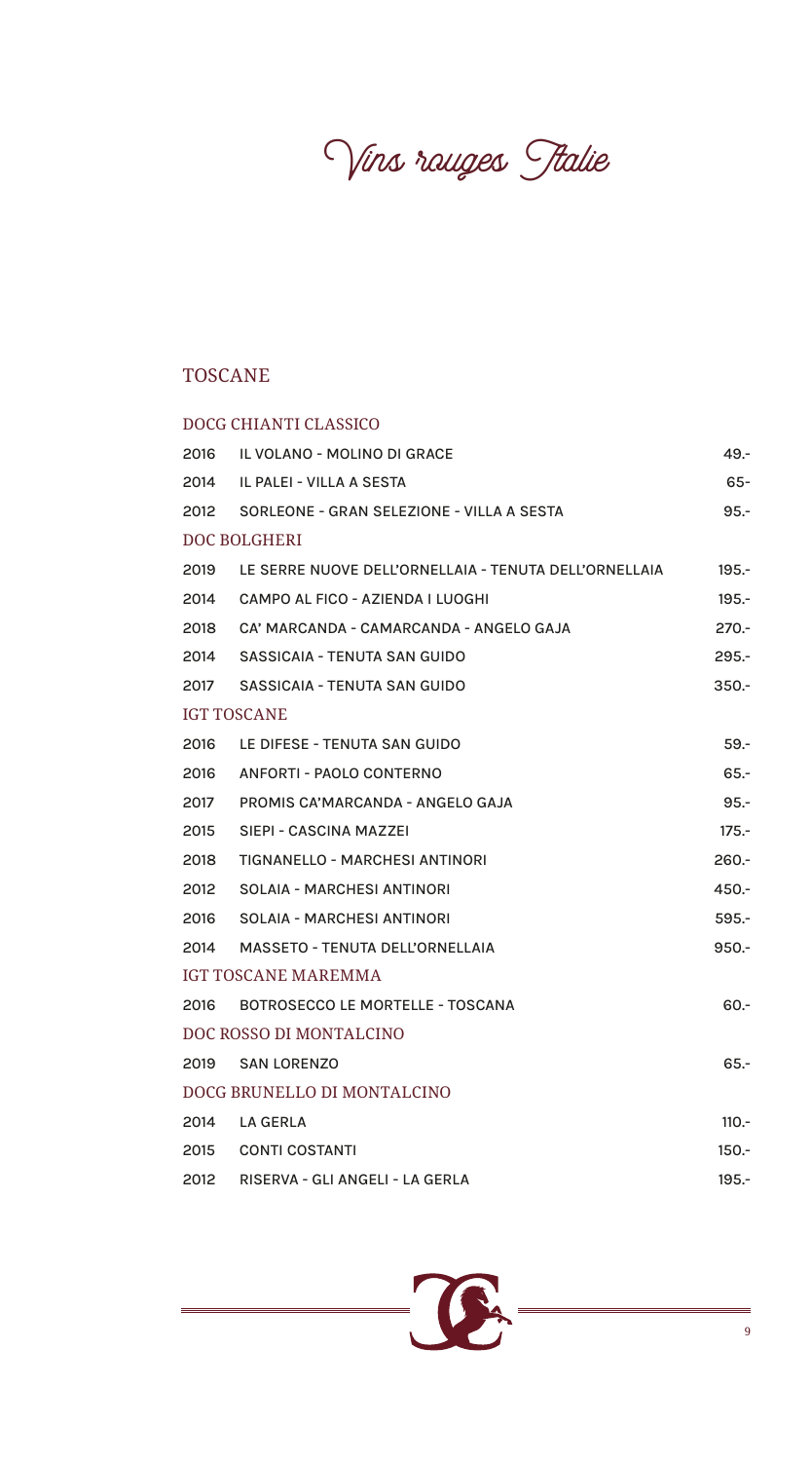# Vins rouges Italie

## TOSCANE

### DOCG CHIANTI CLASSICO

| | | |
|---|---|---|
| 2016 | IL VOLANO - MOLINO DI GRACE | 49.- |
| 2014 | IL PALEI - VILLA A SESTA | 65- |
| 2012 | SORLEONE - GRAN SELEZIONE - VILLA A SESTA | 95.- |

### DOC BOLGHERI

| | | |
|---|---|---|
| 2019 | LE SERRE NUOVE DELL'ORNELLAIA - TENUTA DELL'ORNELLAIA | 195.- |
| 2014 | CAMPO AL FICO - AZIENDA I LUOGHI | 195.- |
| 2018 | CA' MARCANDA - CAMARCANDA - ANGELO GAJA | 270.- |
| 2014 | SASSICAIA - TENUTA SAN GUIDO | 295.- |
| 2017 | SASSICAIA - TENUTA SAN GUIDO | 350.- |

### IGT TOSCANE

| | | |
|---|---|---|
| 2016 | LE DIFESE - TENUTA SAN GUIDO | 59.- |
| 2016 | ANFORTI - PAOLO CONTERNO | 65.- |
| 2017 | PROMIS CA'MARCANDA - ANGELO GAJA | 95.- |
| 2015 | SIEPI - CASCINA MAZZEI | 175.- |
| 2018 | TIGNANELLO - MARCHESI ANTINORI | 260.- |
| 2012 | SOLAIA - MARCHESI ANTINORI | 450.- |
| 2016 | SOLAIA - MARCHESI ANTINORI | 595.- |
| 2014 | MASSETO - TENUTA DELL'ORNELLAIA | 950.- |

### IGT TOSCANE MAREMMA

| | | |
|---|---|---|
| 2016 | BOTROSECCO LE MORTELLE - TOSCANA | 60.- |

### DOC ROSSO DI MONTALCINO

| | | |
|---|---|---|
| 2019 | SAN LORENZO | 65.- |

### DOCG BRUNELLO DI MONTALCINO

| | | |
|---|---|---|
| 2014 | LA GERLA | 110.- |
| 2015 | CONTI COSTANTI | 150.- |
| 2012 | RISERVA - GLI ANGELI - LA GERLA | 195.- |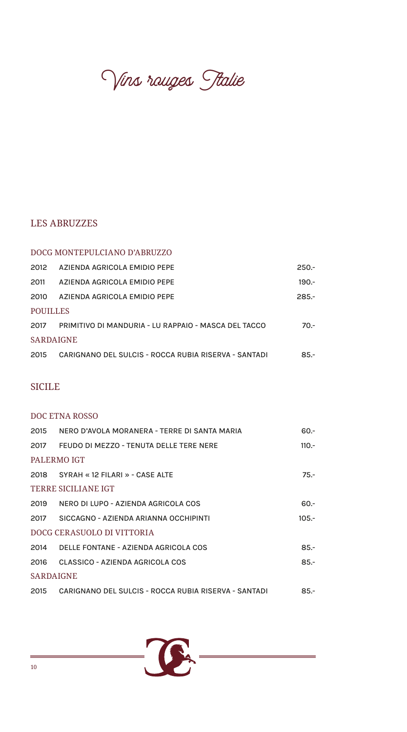# Vins rouges Italie

## LES ABRUZZES

### DOCG MONTEPULCIANO D'ABRUZZO

| | | |
|---|---|---|
| 2012 | AZIENDA AGRICOLA EMIDIO PEPE | 250.- |
| 2011 | AZIENDA AGRICOLA EMIDIO PEPE | 190.- |
| 2010 | AZIENDA AGRICOLA EMIDIO PEPE | 285.- |

### POUILLES

| | | |
|---|---|---|
| 2017 | PRIMITIVO DI MANDURIA - LU RAPPAIO - MASCA DEL TACCO | 70.- |

### SARDAIGNE

| | | |
|---|---|---|
| 2015 | CARIGNANO DEL SULCIS - ROCCA RUBIA RISERVA - SANTADI | 85.- |

## SICILE

### DOC ETNA ROSSO

| | | |
|---|---|---|
| 2015 | NERO D'AVOLA MORANERA - TERRE DI SANTA MARIA | 60.- |
| 2017 | FEUDO DI MEZZO - TENUTA DELLE TERE NERE | 110.- |

### PALERMO IGT

| | | |
|---|---|---|
| 2018 | SYRAH « 12 FILARI » - CASE ALTE | 75.- |

### TERRE SICILIANE IGT

| | | |
|---|---|---|
| 2019 | NERO DI LUPO - AZIENDA AGRICOLA COS | 60.- |
| 2017 | SICCAGNO - AZIENDA ARIANNA OCCHIPINTI | 105.- |

### DOCG CERASUOLO DI VITTORIA

| | | |
|---|---|---|
| 2014 | DELLE FONTANE - AZIENDA AGRICOLA COS | 85.- |
| 2016 | CLASSICO - AZIENDA AGRICOLA COS | 85.- |

### SARDAIGNE

| | | |
|---|---|---|
| 2015 | CARIGNANO DEL SULCIS - ROCCA RUBIA RISERVA - SANTADI | 85.- |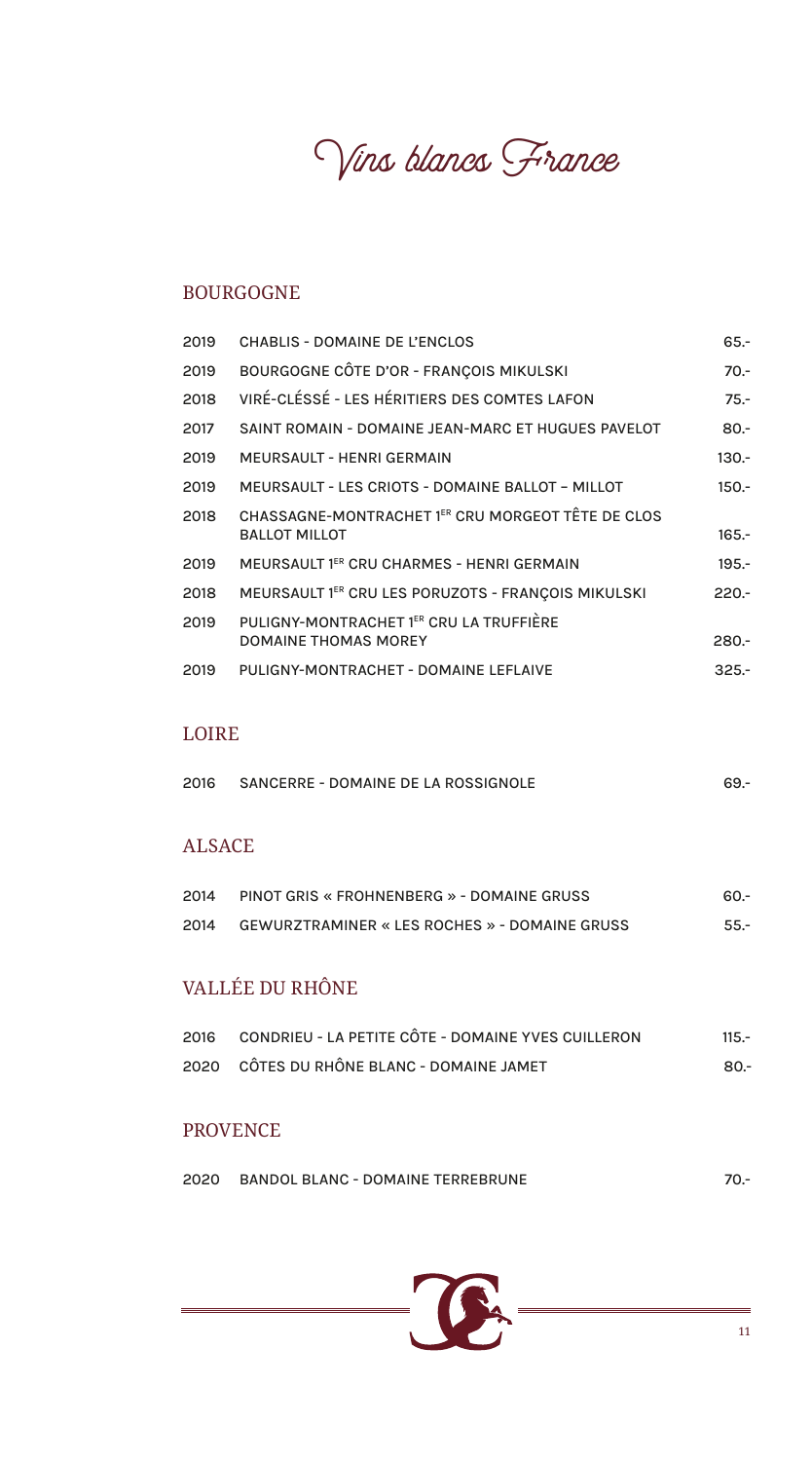# Vins blancs France

## BOURGOGNE

| | | |
|---|---|---|
| 2019 | CHABLIS - DOMAINE DE L'ENCLOS | 65.- |
| 2019 | BOURGOGNE CÔTE D'OR - FRANÇOIS MIKULSKI | 70.- |
| 2018 | VIRÉ-CLÉSSÉ - LES HÉRITIERS DES COMTES LAFON | 75.- |
| 2017 | SAINT ROMAIN - DOMAINE JEAN-MARC ET HUGUES PAVELOT | 80.- |
| 2019 | MEURSAULT - HENRI GERMAIN | 130.- |
| 2019 | MEURSAULT - LES CRIOTS - DOMAINE BALLOT – MILLOT | 150.- |
| 2018 | CHASSAGNE-MONTRACHET 1ER CRU MORGEOT TÊTE DE CLOS BALLOT MILLOT | 165.- |
| 2019 | MEURSAULT 1ER CRU CHARMES - HENRI GERMAIN | 195.- |
| 2018 | MEURSAULT 1ER CRU LES PORUZOTS - FRANÇOIS MIKULSKI | 220.- |
| 2019 | PULIGNY-MONTRACHET 1ER CRU LA TRUFFIÈRE DOMAINE THOMAS MOREY | 280.- |
| 2019 | PULIGNY-MONTRACHET - DOMAINE LEFLAIVE | 325.- |

## LOIRE

| | | |
|---|---|---|
| 2016 | SANCERRE - DOMAINE DE LA ROSSIGNOLE | 69.- |

## ALSACE

| | | |
|---|---|---|
| 2014 | PINOT GRIS « FROHNENBERG » - DOMAINE GRUSS | 60.- |
| 2014 | GEWURZTRAMINER « LES ROCHES » - DOMAINE GRUSS | 55.- |

## VALLÉE DU RHÔNE

| | | |
|---|---|---|
| 2016 | CONDRIEU - LA PETITE CÔTE - DOMAINE YVES CUILLERON | 115.- |
| 2020 | CÔTES DU RHÔNE BLANC - DOMAINE JAMET | 80.- |

## PROVENCE

| | | |
|---|---|---|
| 2020 | BANDOL BLANC - DOMAINE TERREBRUNE | 70.- |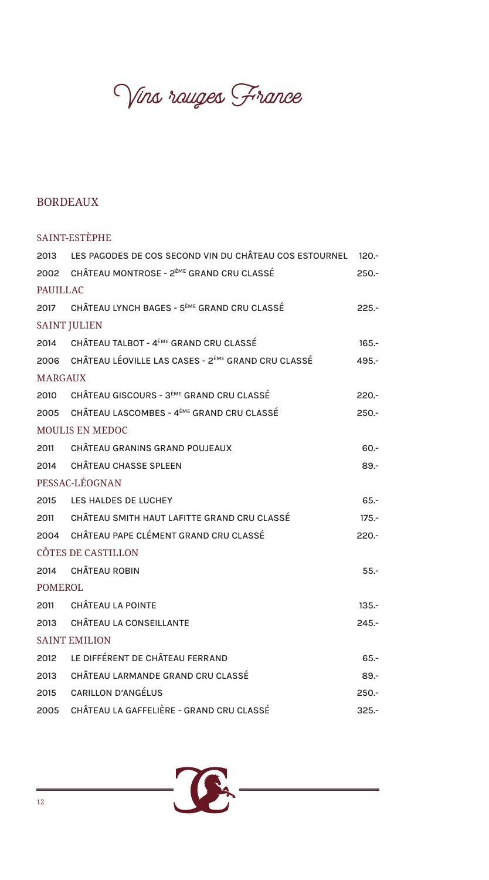# Vins rouges France

## BORDEAUX

### SAINT-ESTÈPHE

| | | |
|---|---|---|
| 2013 | LES PAGODES DE COS SECOND VIN DU CHÂTEAU COS ESTOURNEL | 120.- |
| 2002 | CHÂTEAU MONTROSE - 2ÈME GRAND CRU CLASSÉ | 250.- |

### PAUILLAC

| | | |
|---|---|---|
| 2017 | CHÂTEAU LYNCH BAGES - 5ÈME GRAND CRU CLASSÉ | 225.- |

### SAINT JULIEN

| | | |
|---|---|---|
| 2014 | CHÂTEAU TALBOT - 4ÈME GRAND CRU CLASSÉ | 165.- |
| 2006 | CHÂTEAU LÉOVILLE LAS CASES - 2ÈME GRAND CRU CLASSÉ | 495.- |

### MARGAUX

| | | |
|---|---|---|
| 2010 | CHÂTEAU GISCOURS - 3ÈME GRAND CRU CLASSÉ | 220.- |
| 2005 | CHÂTEAU LASCOMBES - 4ÈME GRAND CRU CLASSÉ | 250.- |

### MOULIS EN MEDOC

| | | |
|---|---|---|
| 2011 | CHÂTEAU GRANINS GRAND POUJEAUX | 60.- |
| 2014 | CHÂTEAU CHASSE SPLEEN | 89.- |

### PESSAC-LÉOGNAN

| | | |
|---|---|---|
| 2015 | LES HALDES DE LUCHEY | 65.- |
| 2011 | CHÂTEAU SMITH HAUT LAFITTE GRAND CRU CLASSÉ | 175.- |
| 2004 | CHÂTEAU PAPE CLÉMENT GRAND CRU CLASSÉ | 220.- |

### CÔTES DE CASTILLON

| | | |
|---|---|---|
| 2014 | CHÂTEAU ROBIN | 55.- |

### POMEROL

| | | |
|---|---|---|
| 2011 | CHÂTEAU LA POINTE | 135.- |
| 2013 | CHÂTEAU LA CONSEILLANTE | 245.- |

### SAINT EMILION

| | | |
|---|---|---|
| 2012 | LE DIFFÉRENT DE CHÂTEAU FERRAND | 65.- |
| 2013 | CHÂTEAU LARMANDE GRAND CRU CLASSÉ | 89.- |
| 2015 | CARILLON D'ANGÉLUS | 250.- |
| 2005 | CHÂTEAU LA GAFFELIÈRE - GRAND CRU CLASSÉ | 325.- |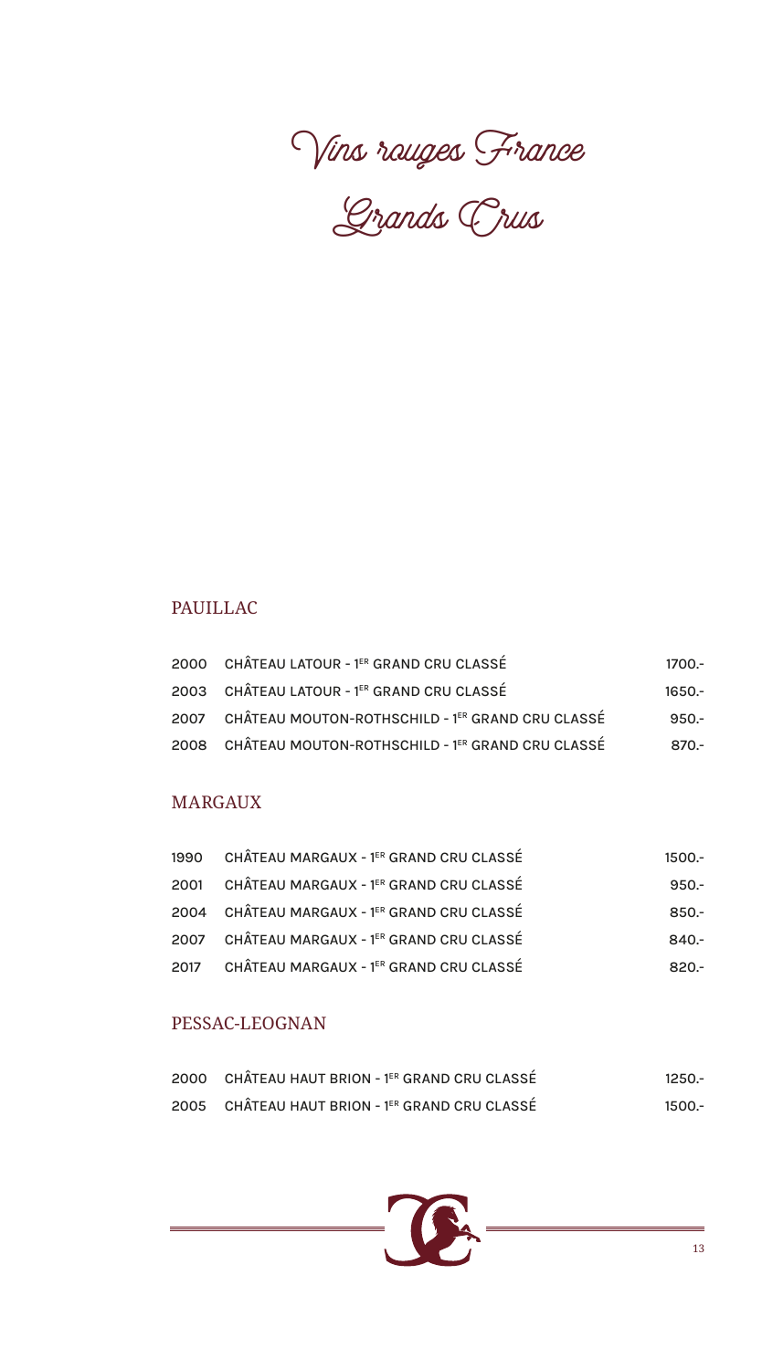# Vins rouges France

# Grands Crus

## PAUILLAC

| | | |
|---|---|---|
| 2000 | CHÂTEAU LATOUR - 1ER GRAND CRU CLASSÉ | 1700.- |
| 2003 | CHÂTEAU LATOUR - 1ER GRAND CRU CLASSÉ | 1650.- |
| 2007 | CHÂTEAU MOUTON-ROTHSCHILD - 1ER GRAND CRU CLASSÉ | 950.- |
| 2008 | CHÂTEAU MOUTON-ROTHSCHILD - 1ER GRAND CRU CLASSÉ | 870.- |

## MARGAUX

| | | |
|---|---|---|
| 1990 | CHÂTEAU MARGAUX - 1ER GRAND CRU CLASSÉ | 1500.- |
| 2001 | CHÂTEAU MARGAUX - 1ER GRAND CRU CLASSÉ | 950.- |
| 2004 | CHÂTEAU MARGAUX - 1ER GRAND CRU CLASSÉ | 850.- |
| 2007 | CHÂTEAU MARGAUX - 1ER GRAND CRU CLASSÉ | 840.- |
| 2017 | CHÂTEAU MARGAUX - 1ER GRAND CRU CLASSÉ | 820.- |

## PESSAC-LEOGNAN

| | | |
|---|---|---|
| 2000 | CHÂTEAU HAUT BRION - 1ER GRAND CRU CLASSÉ | 1250.- |
| 2005 | CHÂTEAU HAUT BRION - 1ER GRAND CRU CLASSÉ | 1500.- |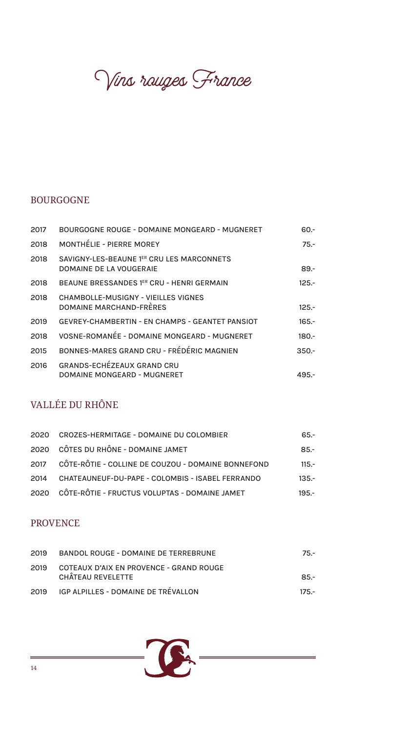# Vins rouges France

## BOURGOGNE

| | | |
|---|---|---|
| 2017 | BOURGOGNE ROUGE - DOMAINE MONGEARD - MUGNERET | 60.- |
| 2018 | MONTHÉLIE - PIERRE MOREY | 75.- |
| 2018 | SAVIGNY-LES-BEAUNE 1ER CRU LES MARCONNETS DOMAINE DE LA VOUGERAIE | 89.- |
| 2018 | BEAUNE BRESSANDES 1ER CRU - HENRI GERMAIN | 125.- |
| 2018 | CHAMBOLLE-MUSIGNY - VIEILLES VIGNES DOMAINE MARCHAND-FRÈRES | 125.- |
| 2019 | GEVREY-CHAMBERTIN - EN CHAMPS - GEANTET PANSIOT | 165.- |
| 2018 | VOSNE-ROMANÉE - DOMAINE MONGEARD - MUGNERET | 180.- |
| 2015 | BONNES-MARES GRAND CRU - FRÉDÉRIC MAGNIEN | 350.- |
| 2016 | GRANDS-ECHÉZEAUX GRAND CRU DOMAINE MONGEARD - MUGNERET | 495.- |

## VALLÉE DU RHÔNE

| | | |
|---|---|---|
| 2020 | CROZES-HERMITAGE - DOMAINE DU COLOMBIER | 65.- |
| 2020 | CÔTES DU RHÔNE - DOMAINE JAMET | 85.- |
| 2017 | CÔTE-RÔTIE - COLLINE DE COUZOU - DOMAINE BONNEFOND | 115.- |
| 2014 | CHATEAUNEUF-DU-PAPE - COLOMBIS - ISABEL FERRANDO | 135.- |
| 2020 | CÔTE-RÔTIE - FRUCTUS VOLUPTAS - DOMAINE JAMET | 195.- |

## PROVENCE

| | | |
|---|---|---|
| 2019 | BANDOL ROUGE - DOMAINE DE TERREBRUNE | 75.- |
| 2019 | COTEAUX D'AIX EN PROVENCE - GRAND ROUGE CHÂTEAU REVELETTE | 85.- |
| 2019 | IGP ALPILLES - DOMAINE DE TRÉVALLON | 175.- |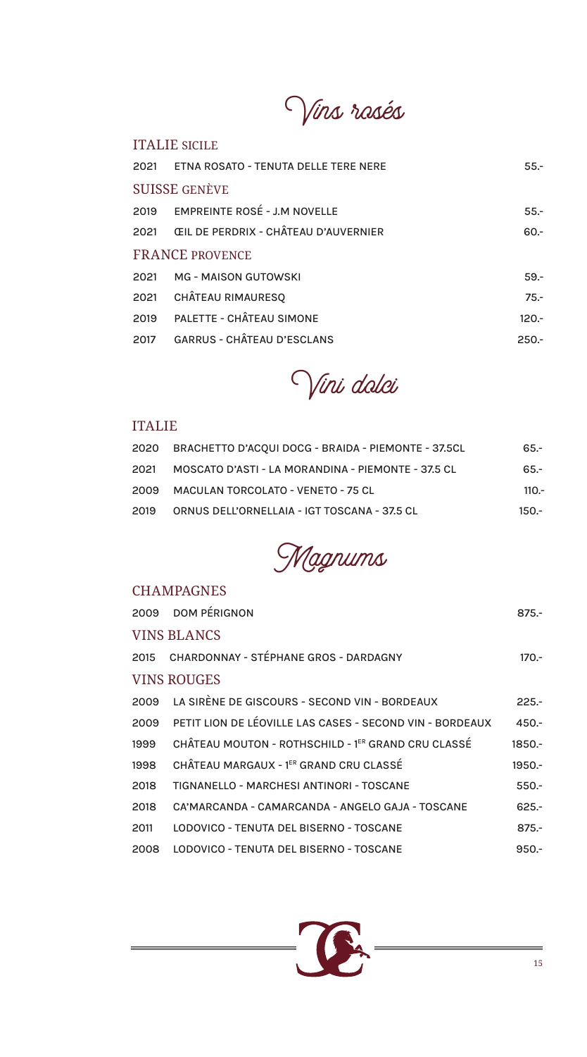# Vins rosés

## ITALIE SICILE

| | | |
|---|---|---|
| 2021 | ETNA ROSATO - TENUTA DELLE TERE NERE | 55.- |

## SUISSE GENÈVE

| | | |
|---|---|---|
| 2019 | EMPREINTE ROSÉ - J.M NOVELLE | 55.- |
| 2021 | ŒIL DE PERDRIX - CHÂTEAU D'AUVERNIER | 60.- |

## FRANCE PROVENCE

| | | |
|---|---|---|
| 2021 | MG - MAISON GUTOWSKI | 59.- |
| 2021 | CHÂTEAU RIMAURESQ | 75.- |
| 2019 | PALETTE - CHÂTEAU SIMONE | 120.- |
| 2017 | GARRUS - CHÂTEAU D'ESCLANS | 250.- |

# Vini dolci

## ITALIE

| | | |
|---|---|---|
| 2020 | BRACHETTO D'ACQUI DOCG - BRAIDA - PIEMONTE - 37.5CL | 65.- |
| 2021 | MOSCATO D'ASTI - LA MORANDINA - PIEMONTE - 37.5 CL | 65.- |
| 2009 | MACULAN TORCOLATO - VENETO - 75 CL | 110.- |
| 2019 | ORNUS DELL'ORNELLAIA - IGT TOSCANA - 37.5 CL | 150.- |

# Magnums

## CHAMPAGNES

| | | |
|---|---|---|
| 2009 | DOM PÉRIGNON | 875.- |

## VINS BLANCS

| | | |
|---|---|---|
| 2015 | CHARDONNAY - STÉPHANE GROS - DARDAGNY | 170.- |

## VINS ROUGES

| | | |
|---|---|---|
| 2009 | LA SIRÈNE DE GISCOURS - SECOND VIN - BORDEAUX | 225.- |
| 2009 | PETIT LION DE LÉOVILLE LAS CASES - SECOND VIN - BORDEAUX | 450.- |
| 1999 | CHÂTEAU MOUTON - ROTHSCHILD - 1ER GRAND CRU CLASSÉ | 1850.- |
| 1998 | CHÂTEAU MARGAUX - 1ER GRAND CRU CLASSÉ | 1950.- |
| 2018 | TIGNANELLO - MARCHESI ANTINORI - TOSCANE | 550.- |
| 2018 | CA'MARCANDA - CAMARCANDA - ANGELO GAJA - TOSCANE | 625.- |
| 2011 | LODOVICO - TENUTA DEL BISERNO - TOSCANE | 875.- |
| 2008 | LODOVICO - TENUTA DEL BISERNO - TOSCANE | 950.- |